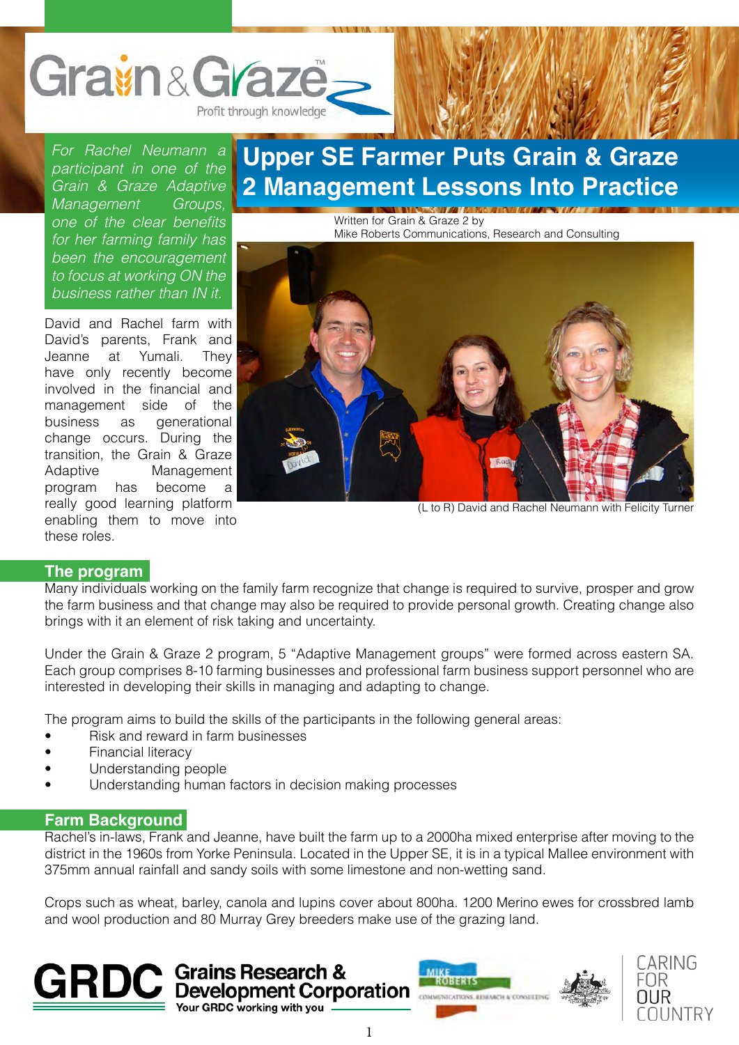# Upper SE Farmer Puts Grain & Graze 2 Management Lessons Into Practice

Written for Grain & Graze 2 by
Mike Roberts Communications, Research and Consulting

*For Rachel Neumann a participant in one of the Grain & Graze Adaptive Management Groups, one of the clear benefits for her farming family has been the encouragement to focus at working ON the business rather than IN it.*

David and Rachel farm with David's parents, Frank and Jeanne at Yumali. They have only recently become involved in the financial and management side of the business as generational change occurs. During the transition, the Grain & Graze Adaptive Management program has become a really good learning platform enabling them to move into these roles.

(L to R) David and Rachel Neumann with Felicity Turner

## The program

Many individuals working on the family farm recognize that change is required to survive, prosper and grow the farm business and that change may also be required to provide personal growth. Creating change also brings with it an element of risk taking and uncertainty.

Under the Grain & Graze 2 program, 5 "Adaptive Management groups" were formed across eastern SA. Each group comprises 8-10 farming businesses and professional farm business support personnel who are interested in developing their skills in managing and adapting to change.

The program aims to build the skills of the participants in the following general areas:

- Risk and reward in farm businesses
- Financial literacy
- Understanding people
- Understanding human factors in decision making processes

## Farm Background

Rachel's in-laws, Frank and Jeanne, have built the farm up to a 2000ha mixed enterprise after moving to the district in the 1960s from Yorke Peninsula. Located in the Upper SE, it is in a typical Mallee environment with 375mm annual rainfall and sandy soils with some limestone and non-wetting sand.

Crops such as wheat, barley, canola and lupins cover about 800ha. 1200 Merino ewes for crossbred lamb and wool production and 80 Murray Grey breeders make use of the grazing land.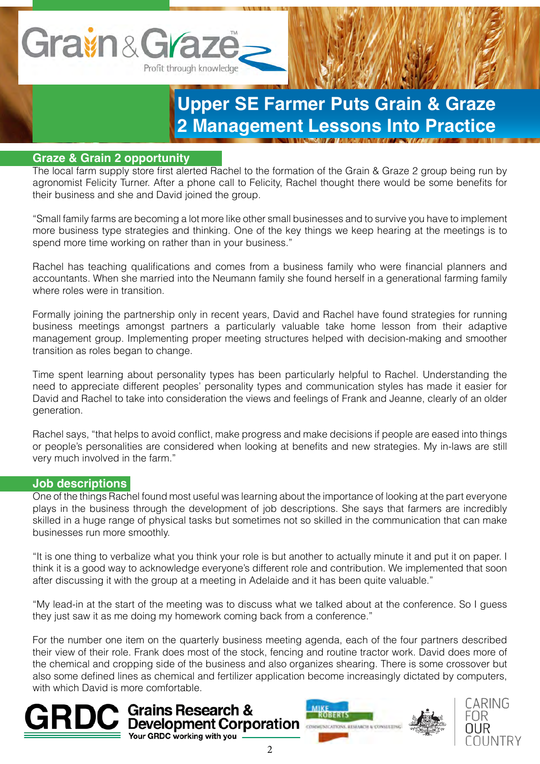# Upper SE Farmer Puts Grain & Graze 2 Management Lessons Into Practice

## Graze & Grain 2 opportunity

The local farm supply store first alerted Rachel to the formation of the Grain & Graze 2 group being run by agronomist Felicity Turner. After a phone call to Felicity, Rachel thought there would be some benefits for their business and she and David joined the group.

"Small family farms are becoming a lot more like other small businesses and to survive you have to implement more business type strategies and thinking. One of the key things we keep hearing at the meetings is to spend more time working on rather than in your business."

Rachel has teaching qualifications and comes from a business family who were financial planners and accountants. When she married into the Neumann family she found herself in a generational farming family where roles were in transition.

Formally joining the partnership only in recent years, David and Rachel have found strategies for running business meetings amongst partners a particularly valuable take home lesson from their adaptive management group. Implementing proper meeting structures helped with decision-making and smoother transition as roles began to change.

Time spent learning about personality types has been particularly helpful to Rachel. Understanding the need to appreciate different peoples' personality types and communication styles has made it easier for David and Rachel to take into consideration the views and feelings of Frank and Jeanne, clearly of an older generation.

Rachel says, "that helps to avoid conflict, make progress and make decisions if people are eased into things or people's personalities are considered when looking at benefits and new strategies. My in-laws are still very much involved in the farm."

## Job descriptions

One of the things Rachel found most useful was learning about the importance of looking at the part everyone plays in the business through the development of job descriptions. She says that farmers are incredibly skilled in a huge range of physical tasks but sometimes not so skilled in the communication that can make businesses run more smoothly.

"It is one thing to verbalize what you think your role is but another to actually minute it and put it on paper. I think it is a good way to acknowledge everyone's different role and contribution. We implemented that soon after discussing it with the group at a meeting in Adelaide and it has been quite valuable."

"My lead-in at the start of the meeting was to discuss what we talked about at the conference. So I guess they just saw it as me doing my homework coming back from a conference."

For the number one item on the quarterly business meeting agenda, each of the four partners described their view of their role. Frank does most of the stock, fencing and routine tractor work. David does more of the chemical and cropping side of the business and also organizes shearing. There is some crossover but also some defined lines as chemical and fertilizer application become increasingly dictated by computers, with which David is more comfortable.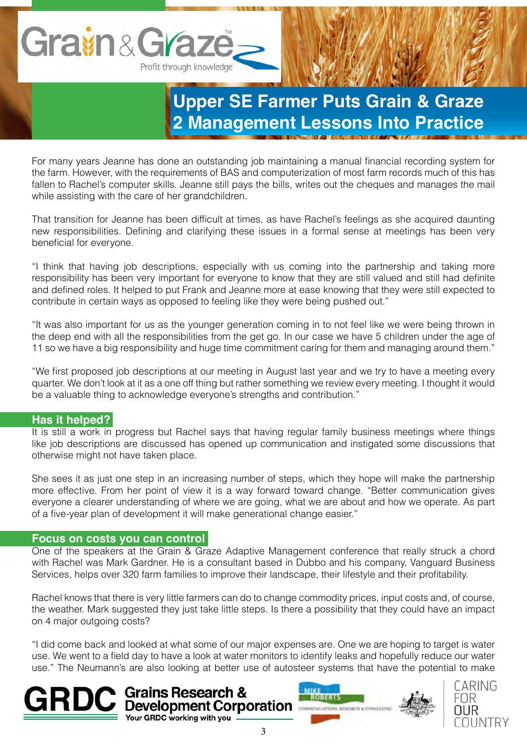# Upper SE Farmer Puts Grain & Graze 2 Management Lessons Into Practice

For many years Jeanne has done an outstanding job maintaining a manual financial recording system for the farm. However, with the requirements of BAS and computerization of most farm records much of this has fallen to Rachel's computer skills. Jeanne still pays the bills, writes out the cheques and manages the mail while assisting with the care of her grandchildren.

That transition for Jeanne has been difficult at times, as have Rachel's feelings as she acquired daunting new responsibilities. Defining and clarifying these issues in a formal sense at meetings has been very beneficial for everyone.

"I think that having job descriptions, especially with us coming into the partnership and taking more responsibility has been very important for everyone to know that they are still valued and still had definite and defined roles. It helped to put Frank and Jeanne more at ease knowing that they were still expected to contribute in certain ways as opposed to feeling like they were being pushed out."

"It was also important for us as the younger generation coming in to not feel like we were being thrown in the deep end with all the responsibilities from the get go. In our case we have 5 children under the age of 11 so we have a big responsibility and huge time commitment caring for them and managing around them."

"We first proposed job descriptions at our meeting in August last year and we try to have a meeting every quarter. We don't look at it as a one off thing but rather something we review every meeting. I thought it would be a valuable thing to acknowledge everyone's strengths and contribution."

## Has it helped?

It is still a work in progress but Rachel says that having regular family business meetings where things like job descriptions are discussed has opened up communication and instigated some discussions that otherwise might not have taken place.

She sees it as just one step in an increasing number of steps, which they hope will make the partnership more effective. From her point of view it is a way forward toward change. "Better communication gives everyone a clearer understanding of where we are going, what we are about and how we operate. As part of a five-year plan of development it will make generational change easier."

## Focus on costs you can control

One of the speakers at the Grain & Graze Adaptive Management conference that really struck a chord with Rachel was Mark Gardner. He is a consultant based in Dubbo and his company, Vanguard Business Services, helps over 320 farm families to improve their landscape, their lifestyle and their profitability.

Rachel knows that there is very little farmers can do to change commodity prices, input costs and, of course, the weather. Mark suggested they just take little steps. Is there a possibility that they could have an impact on 4 major outgoing costs?

"I did come back and looked at what some of our major expenses are. One we are hoping to target is water use. We went to a field day to have a look at water monitors to identify leaks and hopefully reduce our water use." The Neumann's are also looking at better use of autosteer systems that have the potential to make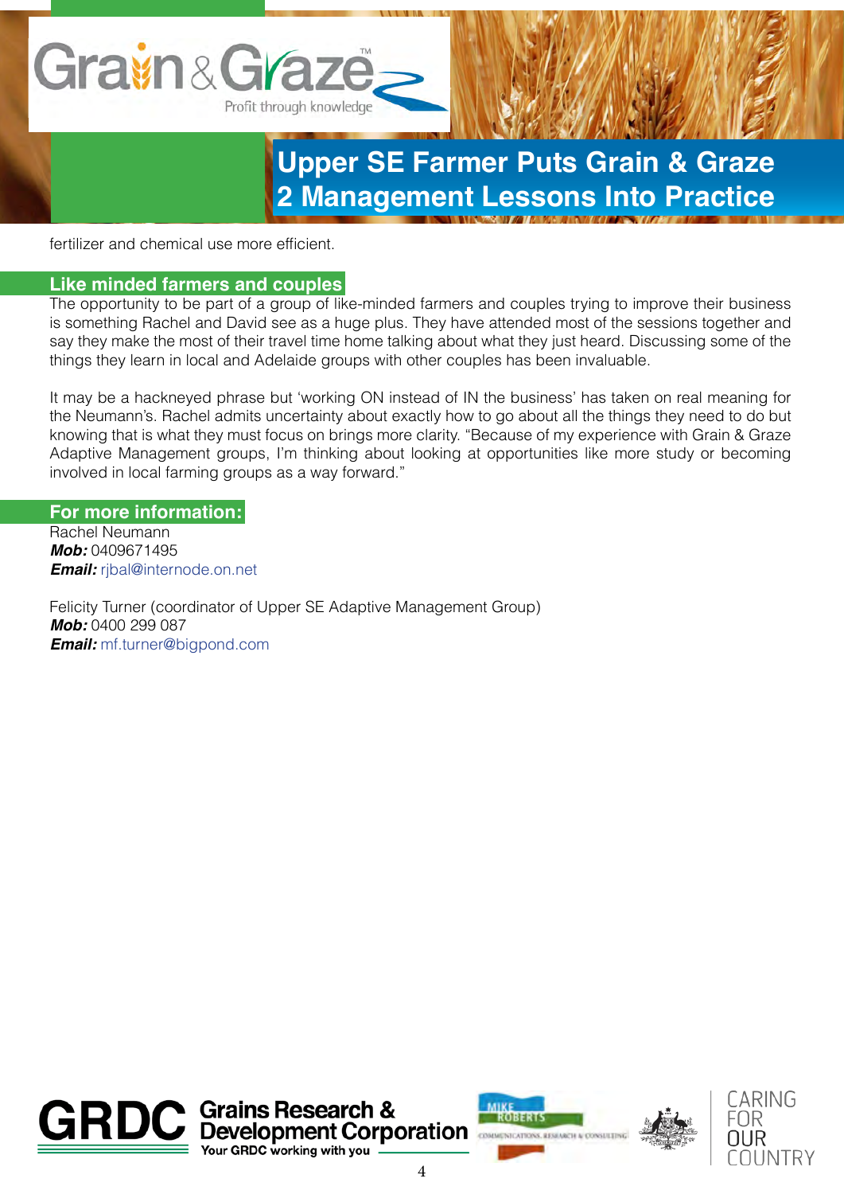fertilizer and chemical use more efficient.

## Like minded farmers and couples

The opportunity to be part of a group of like-minded farmers and couples trying to improve their business is something Rachel and David see as a huge plus. They have attended most of the sessions together and say they make the most of their travel time home talking about what they just heard. Discussing some of the things they learn in local and Adelaide groups with other couples has been invaluable.

It may be a hackneyed phrase but 'working ON instead of IN the business' has taken on real meaning for the Neumann's. Rachel admits uncertainty about exactly how to go about all the things they need to do but knowing that is what they must focus on brings more clarity. "Because of my experience with Grain & Graze Adaptive Management groups, I'm thinking about looking at opportunities like more study or becoming involved in local farming groups as a way forward."

## For more information:

Rachel Neumann
***Mob:*** 0409671495
***Email:*** rjbal@internode.on.net

Felicity Turner (coordinator of Upper SE Adaptive Management Group)
***Mob:*** 0400 299 087
***Email:*** mf.turner@bigpond.com